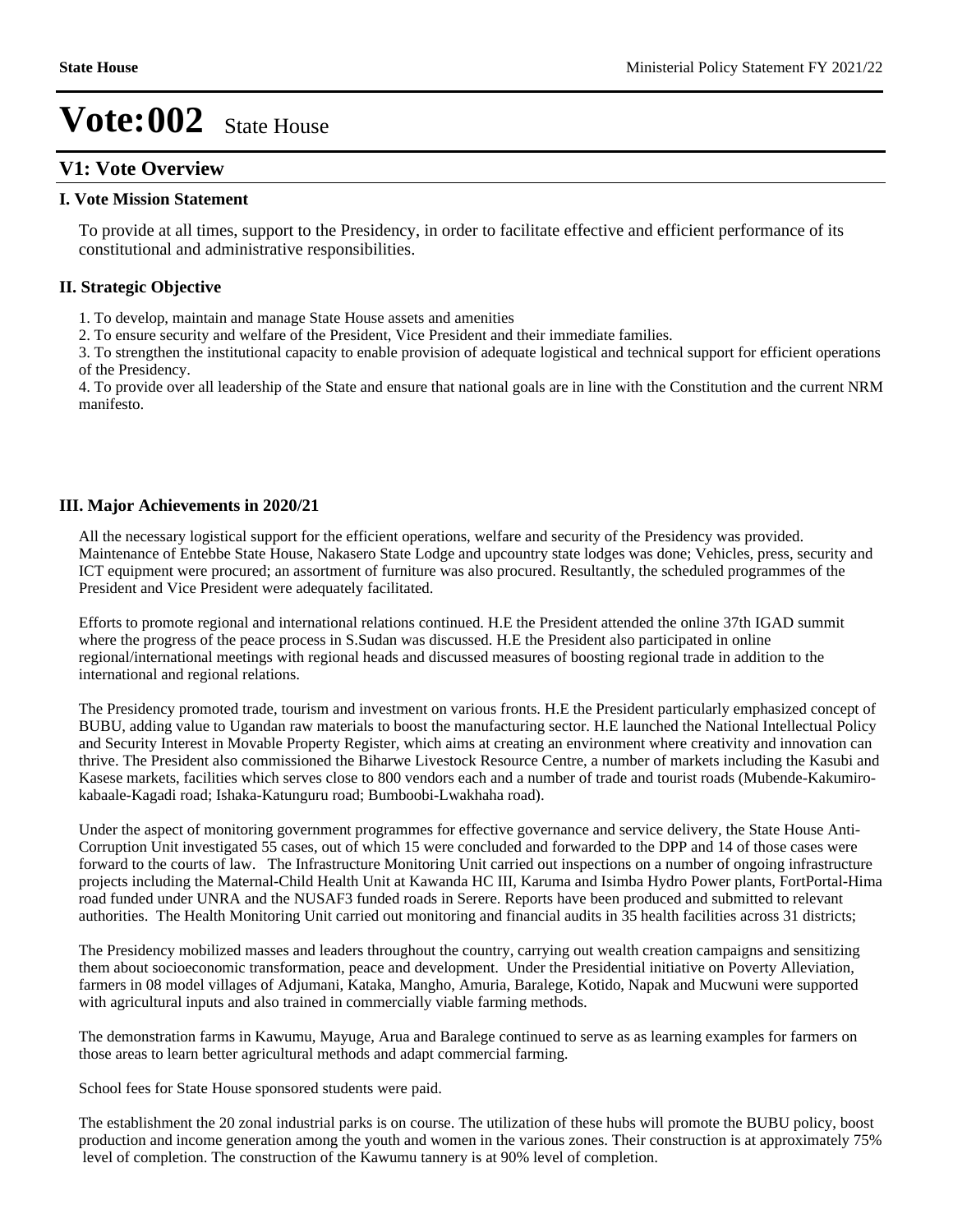# Vote:002 State House

## V1: Vote Overview

### I. Vote Mission Statement

To provide at all times, support to the Presidency, in order to facilitate effective and efficient performance of its constitutional and administrative responsibilities.

### II. Strategic Objective

1. To develop, maintain and manage State House assets and amenities
2. To ensure security and welfare of the President, Vice President and their immediate families.
3. To strengthen the institutional capacity to enable provision of adequate logistical and technical support for efficient operations of the Presidency.
4. To provide over all leadership of the State and ensure that national goals are in line with the Constitution and the current NRM manifesto.

### III. Major Achievements in 2020/21

All the necessary logistical support for the efficient operations, welfare and security of the Presidency was provided. Maintenance of Entebbe State House, Nakasero State Lodge and upcountry state lodges was done; Vehicles, press, security and ICT equipment were procured; an assortment of furniture was also procured. Resultantly, the scheduled programmes of the President and Vice President were adequately facilitated.

Efforts to promote regional and international relations continued. H.E the President attended the online 37th IGAD summit where the progress of the peace process in S.Sudan was discussed. H.E the President also participated in online regional/international meetings with regional heads and discussed measures of boosting regional trade in addition to the international and regional relations.

The Presidency promoted trade, tourism and investment on various fronts. H.E the President particularly emphasized concept of BUBU, adding value to Ugandan raw materials to boost the manufacturing sector. H.E launched the National Intellectual Policy and Security Interest in Movable Property Register, which aims at creating an environment where creativity and innovation can thrive. The President also commissioned the Biharwe Livestock Resource Centre, a number of markets including the Kasubi and Kasese markets, facilities which serves close to 800 vendors each and a number of trade and tourist roads (Mubende-Kakumiro-kabaale-Kagadi road; Ishaka-Katunguru road; Bumboobi-Lwakhaha road).

Under the aspect of monitoring government programmes for effective governance and service delivery, the State House Anti-Corruption Unit investigated 55 cases, out of which 15 were concluded and forwarded to the DPP and 14 of those cases were forward to the courts of law. The Infrastructure Monitoring Unit carried out inspections on a number of ongoing infrastructure projects including the Maternal-Child Health Unit at Kawanda HC III, Karuma and Isimba Hydro Power plants, FortPortal-Hima road funded under UNRA and the NUSAF3 funded roads in Serere. Reports have been produced and submitted to relevant authorities. The Health Monitoring Unit carried out monitoring and financial audits in 35 health facilities across 31 districts;

The Presidency mobilized masses and leaders throughout the country, carrying out wealth creation campaigns and sensitizing them about socioeconomic transformation, peace and development. Under the Presidential initiative on Poverty Alleviation, farmers in 08 model villages of Adjumani, Kataka, Mangho, Amuria, Baralege, Kotido, Napak and Mucwuni were supported with agricultural inputs and also trained in commercially viable farming methods.

The demonstration farms in Kawumu, Mayuge, Arua and Baralege continued to serve as as learning examples for farmers on those areas to learn better agricultural methods and adapt commercial farming.

School fees for State House sponsored students were paid.

The establishment the 20 zonal industrial parks is on course. The utilization of these hubs will promote the BUBU policy, boost production and income generation among the youth and women in the various zones. Their construction is at approximately 75% level of completion. The construction of the Kawumu tannery is at 90% level of completion.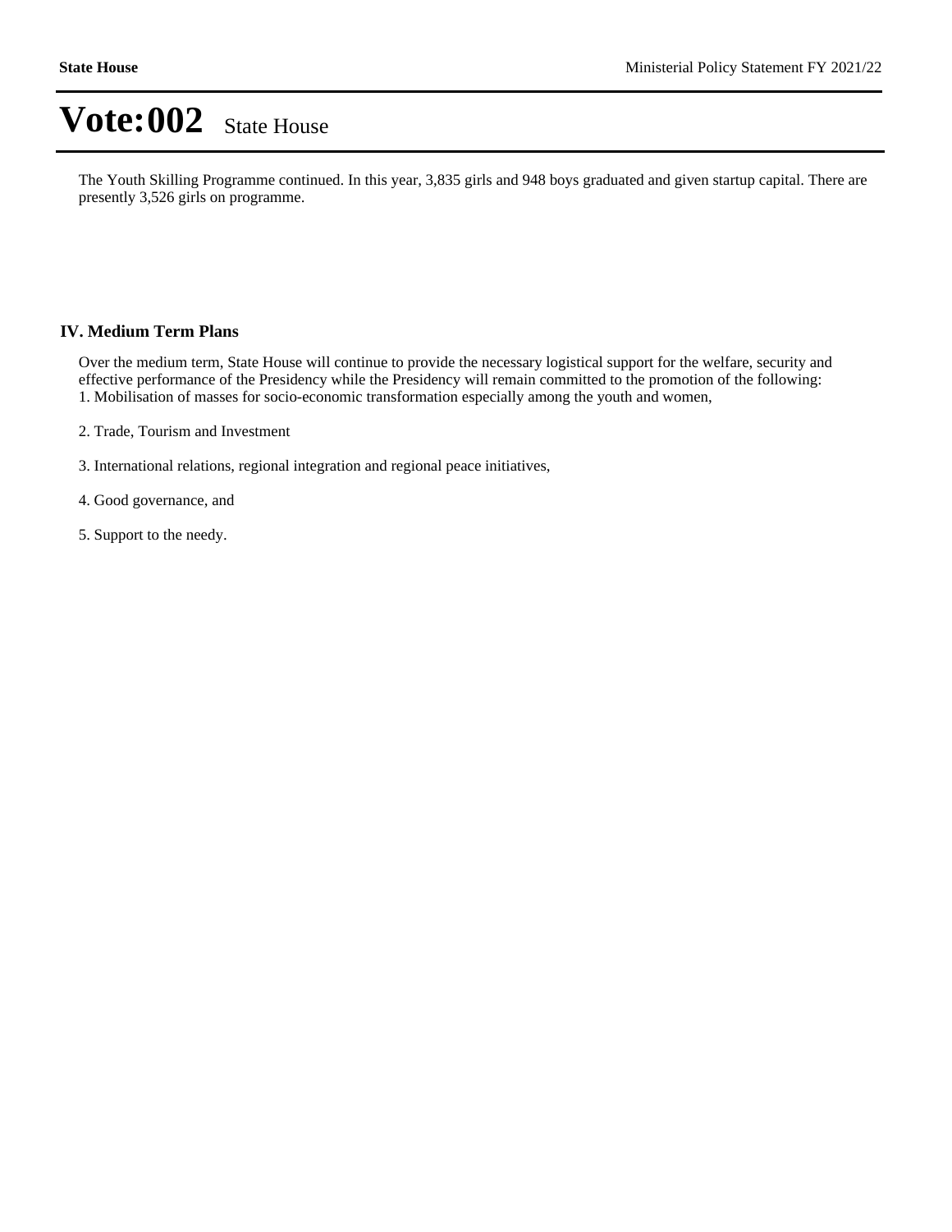# Vote:002 State House

The Youth Skilling Programme continued. In this year, 3,835 girls and 948 boys graduated and given startup capital. There are presently 3,526 girls on programme.

## IV. Medium Term Plans

Over the medium term, State House will continue to provide the necessary logistical support for the welfare, security and effective performance of the Presidency while the Presidency will remain committed to the promotion of the following:
1. Mobilisation of masses for socio-economic transformation especially among the youth and women,

2. Trade, Tourism and Investment

3. International relations, regional integration and regional peace initiatives,

4. Good governance, and

5. Support to the needy.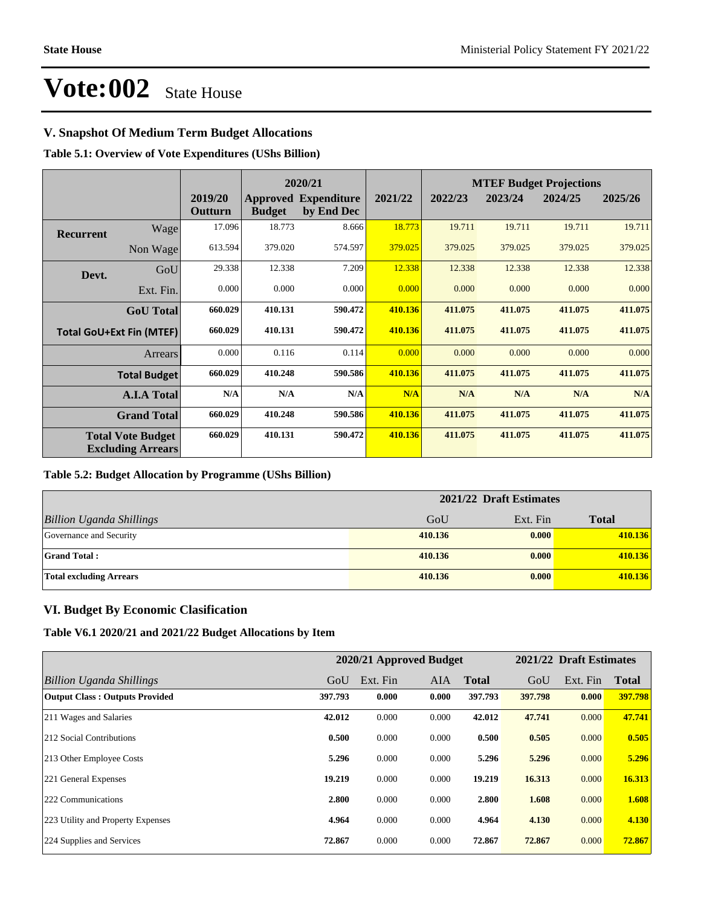# Vote:002 State House

## V. Snapshot Of Medium Term Budget Allocations

**Table 5.1: Overview of Vote Expenditures (UShs Billion)**

| | | 2019/20 Outturn | 2020/21 Approved Budget | 2020/21 Expenditure by End Dec | 2021/22 | 2022/23 | 2023/24 | 2024/25 | 2025/26 |
|---|---|---|---|---|---|---|---|---|---|
| | | | | | | MTEF Budget Projections | | | |
| Recurrent | Wage | 17.096 | 18.773 | 8.666 | 18.773 | 19.711 | 19.711 | 19.711 | 19.711 |
| | Non Wage | 613.594 | 379.020 | 574.597 | 379.025 | 379.025 | 379.025 | 379.025 | 379.025 |
| Devt. | GoU | 29.338 | 12.338 | 7.209 | 12.338 | 12.338 | 12.338 | 12.338 | 12.338 |
| | Ext. Fin. | 0.000 | 0.000 | 0.000 | 0.000 | 0.000 | 0.000 | 0.000 | 0.000 |
| | **GoU Total** | **660.029** | **410.131** | **590.472** | **410.136** | **411.075** | **411.075** | **411.075** | **411.075** |
| **Total GoU+Ext Fin (MTEF)** | | **660.029** | **410.131** | **590.472** | **410.136** | **411.075** | **411.075** | **411.075** | **411.075** |
| | Arrears | 0.000 | 0.116 | 0.114 | 0.000 | 0.000 | 0.000 | 0.000 | 0.000 |
| | **Total Budget** | **660.029** | **410.248** | **590.586** | **410.136** | **411.075** | **411.075** | **411.075** | **411.075** |
| | **A.I.A Total** | **N/A** | **N/A** | **N/A** | **N/A** | **N/A** | **N/A** | **N/A** | **N/A** |
| | **Grand Total** | **660.029** | **410.248** | **590.586** | **410.136** | **411.075** | **411.075** | **411.075** | **411.075** |
| **Total Vote Budget Excluding Arrears** | | **660.029** | **410.131** | **590.472** | **410.136** | **411.075** | **411.075** | **411.075** | **411.075** |

**Table 5.2: Budget Allocation by Programme (UShs Billion)**

| | 2021/22 Draft Estimates | | |
|---|---|---|---|
| *Billion Uganda Shillings* | GoU | Ext. Fin | **Total** |
| Governance and Security | **410.136** | **0.000** | **410.136** |
| **Grand Total :** | **410.136** | **0.000** | **410.136** |
| **Total excluding Arrears** | **410.136** | **0.000** | **410.136** |

## VI. Budget By Economic Clasification

**Table V6.1 2020/21 and 2021/22 Budget Allocations by Item**

| | 2020/21 Approved Budget | | | | 2021/22 Draft Estimates | | |
|---|---|---|---|---|---|---|---|
| *Billion Uganda Shillings* | GoU | Ext. Fin | AIA | **Total** | GoU | Ext. Fin | **Total** |
| **Output Class : Outputs Provided** | **397.793** | **0.000** | **0.000** | **397.793** | **397.798** | **0.000** | **397.798** |
| 211 Wages and Salaries | **42.012** | 0.000 | 0.000 | **42.012** | **47.741** | 0.000 | **47.741** |
| 212 Social Contributions | **0.500** | 0.000 | 0.000 | **0.500** | **0.505** | 0.000 | **0.505** |
| 213 Other Employee Costs | **5.296** | 0.000 | 0.000 | **5.296** | **5.296** | 0.000 | **5.296** |
| 221 General Expenses | **19.219** | 0.000 | 0.000 | **19.219** | **16.313** | 0.000 | **16.313** |
| 222 Communications | **2.800** | 0.000 | 0.000 | **2.800** | **1.608** | 0.000 | **1.608** |
| 223 Utility and Property Expenses | **4.964** | 0.000 | 0.000 | **4.964** | **4.130** | 0.000 | **4.130** |
| 224 Supplies and Services | **72.867** | 0.000 | 0.000 | **72.867** | **72.867** | 0.000 | **72.867** |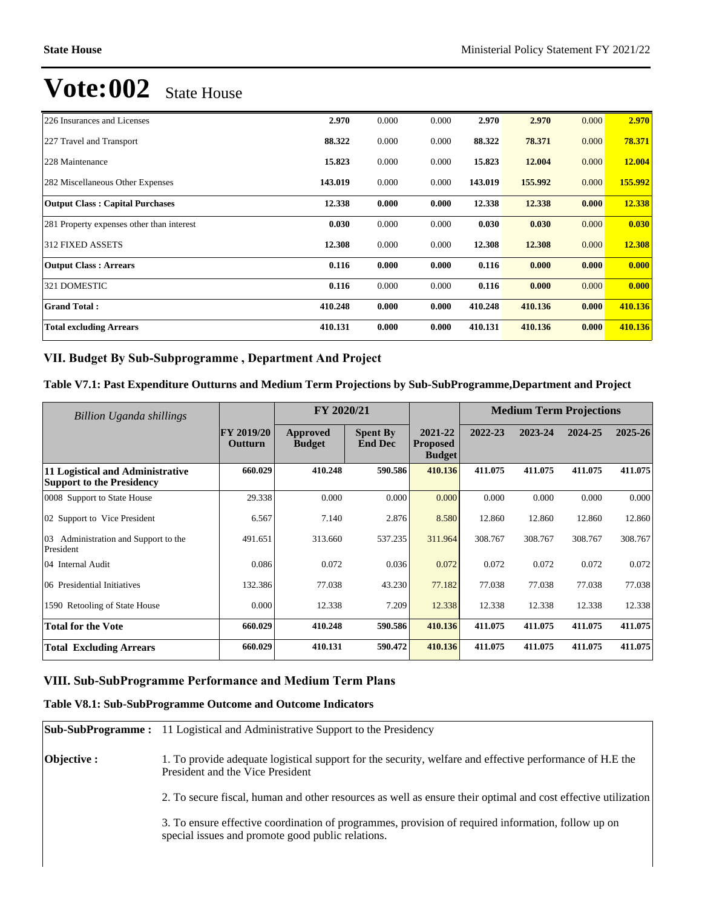# Vote:002 State House

| | | | | | | | |
|---|---|---|---|---|---|---|---|
| 226 Insurances and Licenses | **2.970** | 0.000 | 0.000 | **2.970** | **2.970** | 0.000 | **2.970** |
| 227 Travel and Transport | **88.322** | 0.000 | 0.000 | **88.322** | **78.371** | 0.000 | **78.371** |
| 228 Maintenance | **15.823** | 0.000 | 0.000 | **15.823** | **12.004** | 0.000 | **12.004** |
| 282 Miscellaneous Other Expenses | **143.019** | 0.000 | 0.000 | **143.019** | **155.992** | 0.000 | **155.992** |
| **Output Class : Capital Purchases** | **12.338** | **0.000** | **0.000** | **12.338** | **12.338** | **0.000** | **12.338** |
| 281 Property expenses other than interest | **0.030** | 0.000 | 0.000 | **0.030** | **0.030** | 0.000 | **0.030** |
| 312 FIXED ASSETS | **12.308** | 0.000 | 0.000 | **12.308** | **12.308** | 0.000 | **12.308** |
| **Output Class : Arrears** | **0.116** | **0.000** | **0.000** | **0.116** | **0.000** | **0.000** | **0.000** |
| 321 DOMESTIC | **0.116** | 0.000 | 0.000 | **0.116** | **0.000** | 0.000 | **0.000** |
| **Grand Total :** | **410.248** | **0.000** | **0.000** | **410.248** | **410.136** | **0.000** | **410.136** |
| **Total excluding Arrears** | **410.131** | **0.000** | **0.000** | **410.131** | **410.136** | **0.000** | **410.136** |

## VII. Budget By Sub-Subprogramme , Department And Project

### Table V7.1: Past Expenditure Outturns and Medium Term Projections by Sub-SubProgramme,Department and Project

| *Billion Uganda shillings* | | FY 2020/21 | | | Medium Term Projections | | | |
|---|---|---|---|---|---|---|---|---|
| | **FY 2019/20 Outturn** | **Approved Budget** | **Spent By End Dec** | **2021-22 Proposed Budget** | **2022-23** | **2023-24** | **2024-25** | **2025-26** |
| **11 Logistical and Administrative Support to the Presidency** | **660.029** | **410.248** | **590.586** | **410.136** | **411.075** | **411.075** | **411.075** | **411.075** |
| 0008 Support to State House | 29.338 | 0.000 | 0.000 | 0.000 | 0.000 | 0.000 | 0.000 | 0.000 |
| 02 Support to Vice President | 6.567 | 7.140 | 2.876 | 8.580 | 12.860 | 12.860 | 12.860 | 12.860 |
| 03 Administration and Support to the President | 491.651 | 313.660 | 537.235 | 311.964 | 308.767 | 308.767 | 308.767 | 308.767 |
| 04 Internal Audit | 0.086 | 0.072 | 0.036 | 0.072 | 0.072 | 0.072 | 0.072 | 0.072 |
| 06 Presidential Initiatives | 132.386 | 77.038 | 43.230 | 77.182 | 77.038 | 77.038 | 77.038 | 77.038 |
| 1590 Retooling of State House | 0.000 | 12.338 | 7.209 | 12.338 | 12.338 | 12.338 | 12.338 | 12.338 |
| **Total for the Vote** | **660.029** | **410.248** | **590.586** | **410.136** | **411.075** | **411.075** | **411.075** | **411.075** |
| **Total Excluding Arrears** | **660.029** | **410.131** | **590.472** | **410.136** | **411.075** | **411.075** | **411.075** | **411.075** |

## VIII. Sub-SubProgramme Performance and Medium Term Plans

### Table V8.1: Sub-SubProgramme Outcome and Outcome Indicators

| | |
|---|---|
| **Sub-SubProgramme :** | 11 Logistical and Administrative Support to the Presidency |
| **Objective :** | 1. To provide adequate logistical support for the security, welfare and effective performance of H.E the President and the Vice President |
| | 2. To secure fiscal, human and other resources as well as ensure their optimal and cost effective utilization |
| | 3. To ensure effective coordination of programmes, provision of required information, follow up on special issues and promote good public relations. |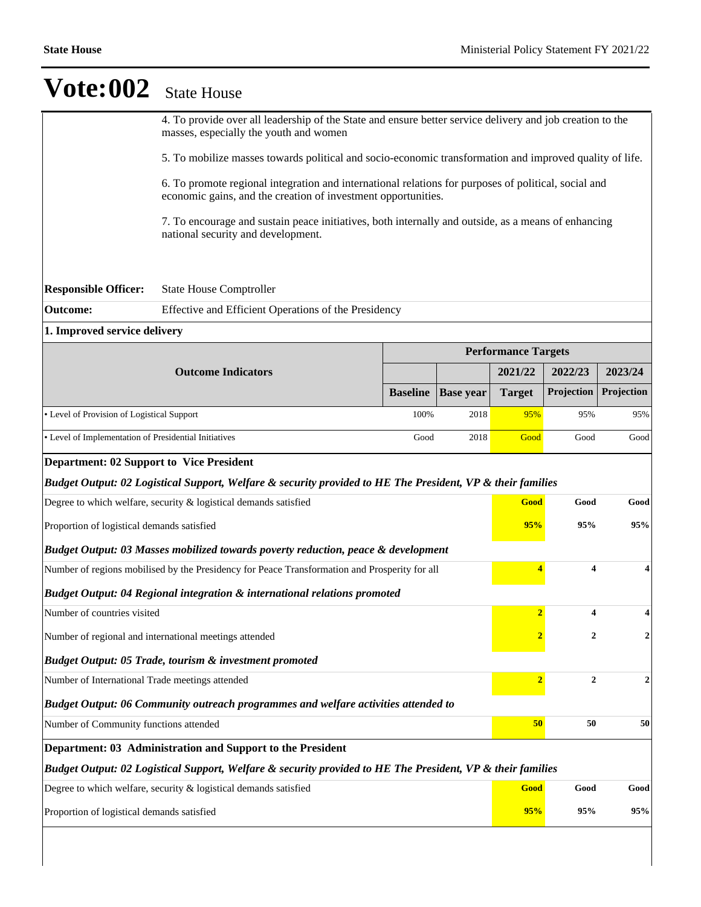# Vote:002 State House

4. To provide over all leadership of the State and ensure better service delivery and job creation to the masses, especially the youth and women

5. To mobilize masses towards political and socio-economic transformation and improved quality of life.

6. To promote regional integration and international relations for purposes of political, social and economic gains, and the creation of investment opportunities.

7. To encourage and sustain peace initiatives, both internally and outside, as a means of enhancing national security and development.

**Responsible Officer:** State House Comptroller

**Outcome:** Effective and Efficient Operations of the Presidency

**1. Improved service delivery**

| Outcome Indicators | Performance Targets | | | | |
|---|---|---|---|---|---|
| | | | 2021/22 | 2022/23 | 2023/24 |
| | Baseline | Base year | Target | Projection | Projection |
| • Level of Provision of Logistical Support | 100% | 2018 | 95% | 95% | 95% |
| • Level of Implementation of Presidential Initiatives | Good | 2018 | Good | Good | Good |

**Department: 02 Support to Vice President**

| | 2021/22 | 2022/23 | 2023/24 |
|---|---|---|---|
| ***Budget Output: 02 Logistical Support, Welfare & security provided to HE The President, VP & their families*** | | | |
| Degree to which welfare, security & logistical demands satisfied | **Good** | **Good** | **Good** |
| Proportion of logistical demands satisfied | **95%** | **95%** | **95%** |
| ***Budget Output: 03 Masses mobilized towards poverty reduction, peace & development*** | | | |
| Number of regions mobilised by the Presidency for Peace Transformation and Prosperity for all | **4** | **4** | **4** |
| ***Budget Output: 04 Regional integration & international relations promoted*** | | | |
| Number of countries visited | **2** | **4** | **4** |
| Number of regional and international meetings attended | **2** | **2** | **2** |
| ***Budget Output: 05 Trade, tourism & investment promoted*** | | | |
| Number of International Trade meetings attended | **2** | **2** | **2** |
| ***Budget Output: 06 Community outreach programmes and welfare activities attended to*** | | | |
| Number of Community functions attended | **50** | **50** | **50** |

**Department: 03 Administration and Support to the President**

| | 2021/22 | 2022/23 | 2023/24 |
|---|---|---|---|
| ***Budget Output: 02 Logistical Support, Welfare & security provided to HE The President, VP & their families*** | | | |
| Degree to which welfare, security & logistical demands satisfied | **Good** | **Good** | **Good** |
| Proportion of logistical demands satisfied | **95%** | **95%** | **95%** |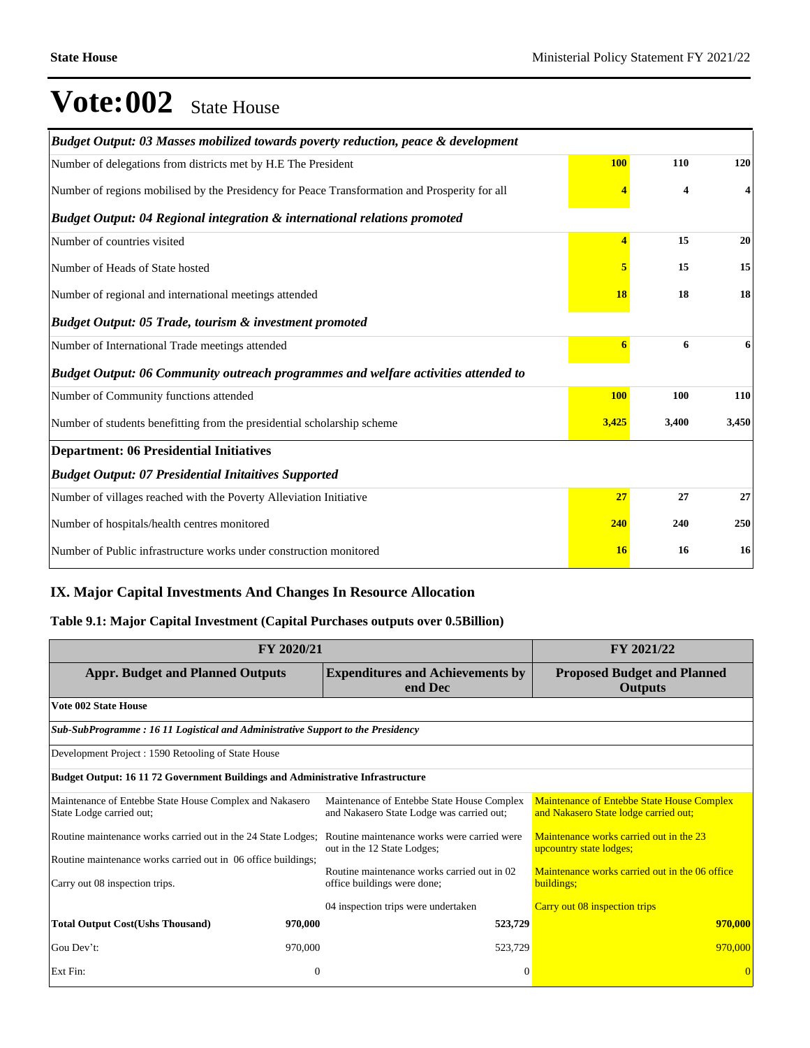# Vote:002 State House

| | | | |
|---|---|---|---|
| ***Budget Output: 03 Masses mobilized towards poverty reduction, peace & development*** | | | |
| Number of delegations from districts met by H.E The President | **100** | **110** | **120** |
| Number of regions mobilised by the Presidency for Peace Transformation and Prosperity for all | **4** | **4** | **4** |
| ***Budget Output: 04 Regional integration & international relations promoted*** | | | |
| Number of countries visited | **4** | **15** | **20** |
| Number of Heads of State hosted | **5** | **15** | **15** |
| Number of regional and international meetings attended | **18** | **18** | **18** |
| ***Budget Output: 05 Trade, tourism & investment promoted*** | | | |
| Number of International Trade meetings attended | **6** | **6** | **6** |
| ***Budget Output: 06 Community outreach programmes and welfare activities attended to*** | | | |
| Number of Community functions attended | **100** | **100** | **110** |
| Number of students benefitting from the presidential scholarship scheme | **3,425** | **3,400** | **3,450** |
| **Department: 06 Presidential Initiatives** | | | |
| ***Budget Output: 07 Presidential Initaitives Supported*** | | | |
| Number of villages reached with the Poverty Alleviation Initiative | **27** | **27** | **27** |
| Number of hospitals/health centres monitored | **240** | **240** | **250** |
| Number of Public infrastructure works under construction monitored | **16** | **16** | **16** |

## IX. Major Capital Investments And Changes In Resource Allocation

### Table 9.1: Major Capital Investment (Capital Purchases outputs over 0.5Billion)

| FY 2020/21 | | | FY 2021/22 |
|---|---|---|---|
| **Appr. Budget and Planned Outputs** | | **Expenditures and Achievements by end Dec** | **Proposed Budget and Planned Outputs** |
| **Vote 002 State House** | | | |
| ***Sub-SubProgramme : 16 11 Logistical and Administrative Support to the Presidency*** | | | |
| Development Project : 1590 Retooling of State House | | | |
| **Budget Output: 16 11 72 Government Buildings and Administrative Infrastructure** | | | |
| Maintenance of Entebbe State House Complex and Nakasero State Lodge carried out;<br>Routine maintenance works carried out in the 24 State Lodges;<br>Routine maintenance works carried out in 06 office buildings;<br>Carry out 08 inspection trips. | | Maintenance of Entebbe State House Complex and Nakasero State Lodge was carried out;<br>Routine maintenance works were carried were out in the 12 State Lodges;<br>Routine maintenance works carried out in 02 office buildings were done;<br>04 inspection trips were undertaken | Maintenance of Entebbe State House Complex and Nakasero State lodge carried out;<br>Maintenance works carried out in the 23 upcountry state lodges;<br>Maintenance works carried out in the 06 office buildings;<br>Carry out 08 inspection trips |
| **Total Output Cost(Ushs Thousand)** | **970,000** | **523,729** | **970,000** |
| Gou Dev't: | 970,000 | 523,729 | 970,000 |
| Ext Fin: | 0 | 0 | 0 |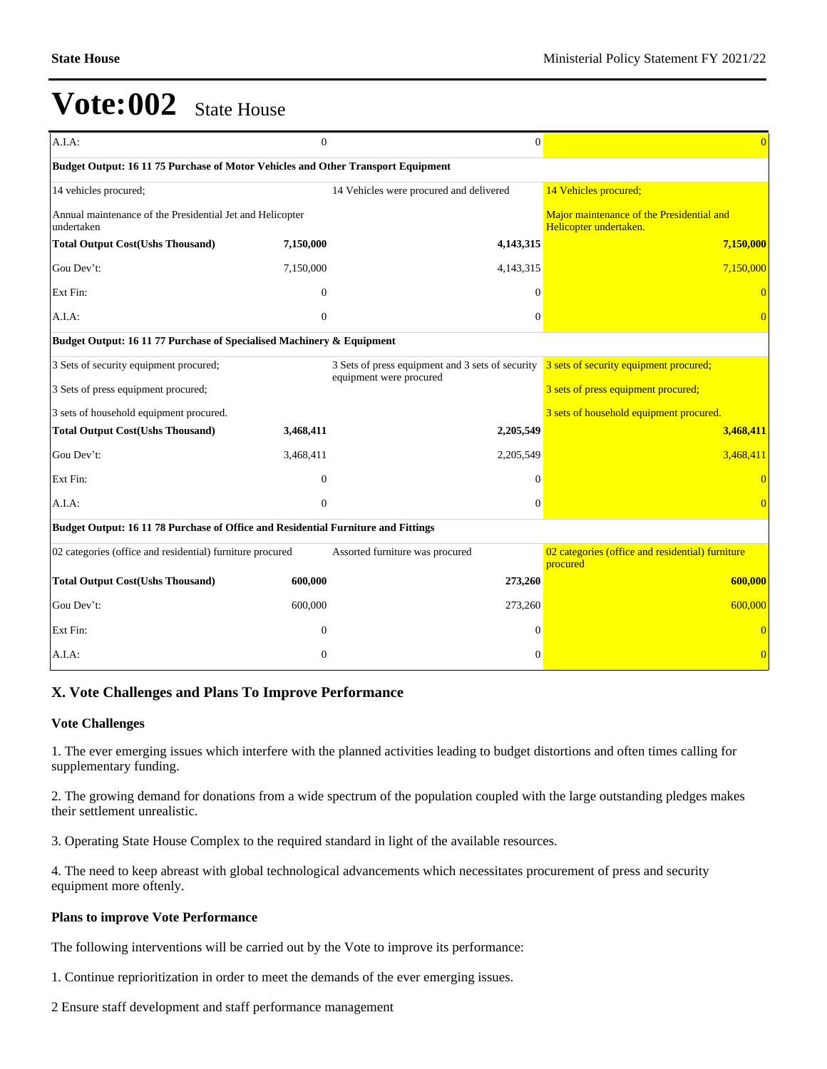# Vote:002 State House

| | | | | |
|---|---|---|---|---|
| A.I.A: | 0 | | 0 | 0 |
| **Budget Output: 16 11 75 Purchase of Motor Vehicles and Other Transport Equipment** | | | | |
| 14 vehicles procured; | | 14 Vehicles were procured and delivered | | 14 Vehicles procured; |
| Annual maintenance of the Presidential Jet and Helicopter undertaken | | | | Major maintenance of the Presidential and Helicopter undertaken. |
| **Total Output Cost(Ushs Thousand)** | **7,150,000** | | **4,143,315** | **7,150,000** |
| Gou Dev't: | 7,150,000 | | 4,143,315 | 7,150,000 |
| Ext Fin: | 0 | | 0 | 0 |
| A.I.A: | 0 | | 0 | 0 |
| **Budget Output: 16 11 77 Purchase of Specialised Machinery & Equipment** | | | | |
| 3 Sets of security equipment procured; | | 3 Sets of press equipment and 3 sets of security equipment were procured | | 3 sets of security equipment procured; |
| 3 Sets of press equipment procured; | | | | 3 sets of press equipment procured; |
| 3 sets of household equipment procured. | | | | 3 sets of household equipment procured. |
| **Total Output Cost(Ushs Thousand)** | **3,468,411** | | **2,205,549** | **3,468,411** |
| Gou Dev't: | 3,468,411 | | 2,205,549 | 3,468,411 |
| Ext Fin: | 0 | | 0 | 0 |
| A.I.A: | 0 | | 0 | 0 |
| **Budget Output: 16 11 78 Purchase of Office and Residential Furniture and Fittings** | | | | |
| 02 categories (office and residential) furniture procured | | Assorted furniture was procured | | 02 categories (office and residential) furniture procured |
| **Total Output Cost(Ushs Thousand)** | **600,000** | | **273,260** | **600,000** |
| Gou Dev't: | 600,000 | | 273,260 | 600,000 |
| Ext Fin: | 0 | | 0 | 0 |
| A.I.A: | 0 | | 0 | 0 |

## X. Vote Challenges and Plans To Improve Performance

### Vote Challenges

1. The ever emerging issues which interfere with the planned activities leading to budget distortions and often times calling for supplementary funding.

2. The growing demand for donations from a wide spectrum of the population coupled with the large outstanding pledges makes their settlement unrealistic.

3. Operating State House Complex to the required standard in light of the available resources.

4. The need to keep abreast with global technological advancements which necessitates procurement of press and security equipment more oftenly.

### Plans to improve Vote Performance

The following interventions will be carried out by the Vote to improve its performance:

1. Continue reprioritization in order to meet the demands of the ever emerging issues.

2 Ensure staff development and staff performance management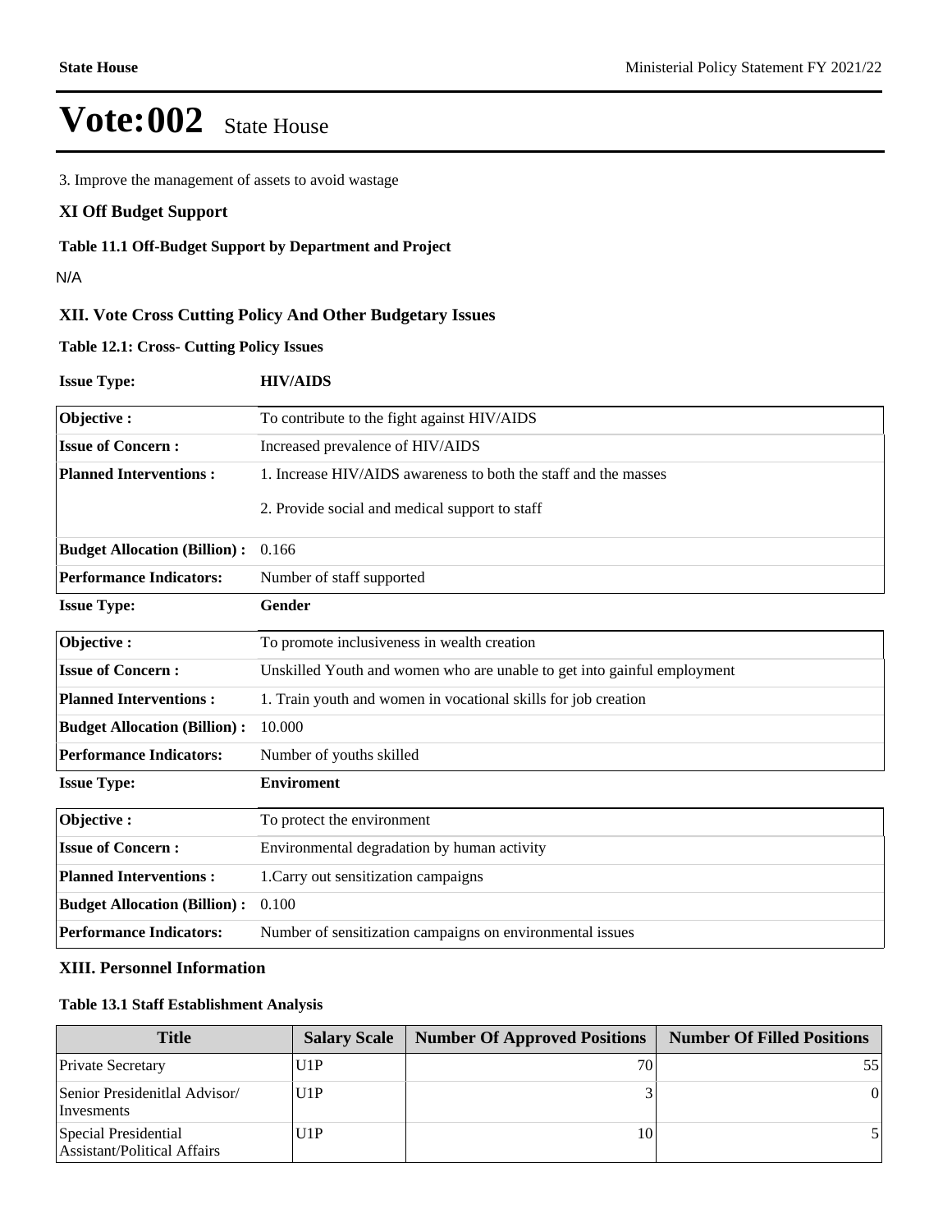# Vote:002 State House

3. Improve the management of assets to avoid wastage

### XI Off Budget Support

**Table 11.1 Off-Budget Support by Department and Project**

N/A

### XII. Vote Cross Cutting Policy And Other Budgetary Issues

**Table 12.1: Cross- Cutting Policy Issues**

**Issue Type:** **HIV/AIDS**

| | |
|---|---|
| **Objective :** | To contribute to the fight against HIV/AIDS |
| **Issue of Concern :** | Increased prevalence of HIV/AIDS |
| **Planned Interventions :** | 1. Increase HIV/AIDS awareness to both the staff and the masses<br>2. Provide social and medical support to staff |
| **Budget Allocation (Billion) :** | 0.166 |
| **Performance Indicators:** | Number of staff supported |

**Issue Type:** **Gender**

| | |
|---|---|
| **Objective :** | To promote inclusiveness in wealth creation |
| **Issue of Concern :** | Unskilled Youth and women who are unable to get into gainful employment |
| **Planned Interventions :** | 1. Train youth and women in vocational skills for job creation |
| **Budget Allocation (Billion) :** | 10.000 |
| **Performance Indicators:** | Number of youths skilled |

**Issue Type:** **Enviroment**

| | |
|---|---|
| **Objective :** | To protect the environment |
| **Issue of Concern :** | Environmental degradation by human activity |
| **Planned Interventions :** | 1.Carry out sensitization campaigns |
| **Budget Allocation (Billion) :** | 0.100 |
| **Performance Indicators:** | Number of sensitization campaigns on environmental issues |

### XIII. Personnel Information

**Table 13.1 Staff Establishment Analysis**

| Title | Salary Scale | Number Of Approved Positions | Number Of Filled Positions |
|---|---|---|---|
| Private Secretary | U1P | 70 | 55 |
| Senior Presidenitlal Advisor/ Invesments | U1P | 3 | 0 |
| Special Presidential Assistant/Political Affairs | U1P | 10 | 5 |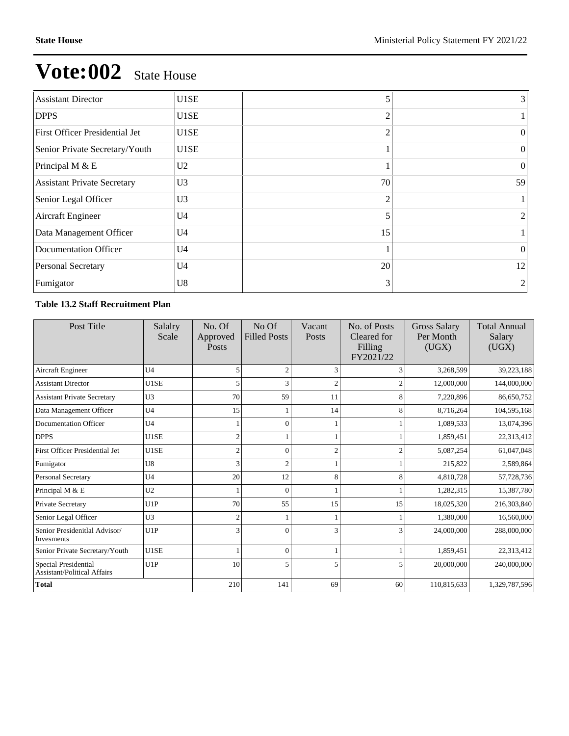# Vote:002 State House

| | | | |
|---|---|---|---|
| Assistant Director | U1SE | 5 | 3 |
| DPPS | U1SE | 2 | 1 |
| First Officer Presidential Jet | U1SE | 2 | 0 |
| Senior Private Secretary/Youth | U1SE | 1 | 0 |
| Principal M & E | U2 | 1 | 0 |
| Assistant Private Secretary | U3 | 70 | 59 |
| Senior Legal Officer | U3 | 2 | 1 |
| Aircraft Engineer | U4 | 5 | 2 |
| Data Management Officer | U4 | 15 | 1 |
| Documentation Officer | U4 | 1 | 0 |
| Personal Secretary | U4 | 20 | 12 |
| Fumigator | U8 | 3 | 2 |

**Table 13.2 Staff Recruitment Plan**

| Post Title | Salalry Scale | No. Of Approved Posts | No Of Filled Posts | Vacant Posts | No. of Posts Cleared for Filling FY2021/22 | Gross Salary Per Month (UGX) | Total Annual Salary (UGX) |
|---|---|---|---|---|---|---|---|
| Aircraft Engineer | U4 | 5 | 2 | 3 | 3 | 3,268,599 | 39,223,188 |
| Assistant Director | U1SE | 5 | 3 | 2 | 2 | 12,000,000 | 144,000,000 |
| Assistant Private Secretary | U3 | 70 | 59 | 11 | 8 | 7,220,896 | 86,650,752 |
| Data Management Officer | U4 | 15 | 1 | 14 | 8 | 8,716,264 | 104,595,168 |
| Documentation Officer | U4 | 1 | 0 | 1 | 1 | 1,089,533 | 13,074,396 |
| DPPS | U1SE | 2 | 1 | 1 | 1 | 1,859,451 | 22,313,412 |
| First Officer Presidential Jet | U1SE | 2 | 0 | 2 | 2 | 5,087,254 | 61,047,048 |
| Fumigator | U8 | 3 | 2 | 1 | 1 | 215,822 | 2,589,864 |
| Personal Secretary | U4 | 20 | 12 | 8 | 8 | 4,810,728 | 57,728,736 |
| Principal M & E | U2 | 1 | 0 | 1 | 1 | 1,282,315 | 15,387,780 |
| Private Secretary | U1P | 70 | 55 | 15 | 15 | 18,025,320 | 216,303,840 |
| Senior Legal Officer | U3 | 2 | 1 | 1 | 1 | 1,380,000 | 16,560,000 |
| Senior Presidenitlal Advisor/ Invesments | U1P | 3 | 0 | 3 | 3 | 24,000,000 | 288,000,000 |
| Senior Private Secretary/Youth | U1SE | 1 | 0 | 1 | 1 | 1,859,451 | 22,313,412 |
| Special Presidential Assistant/Political Affairs | U1P | 10 | 5 | 5 | 5 | 20,000,000 | 240,000,000 |
| **Total** | | 210 | 141 | 69 | 60 | 110,815,633 | 1,329,787,596 |